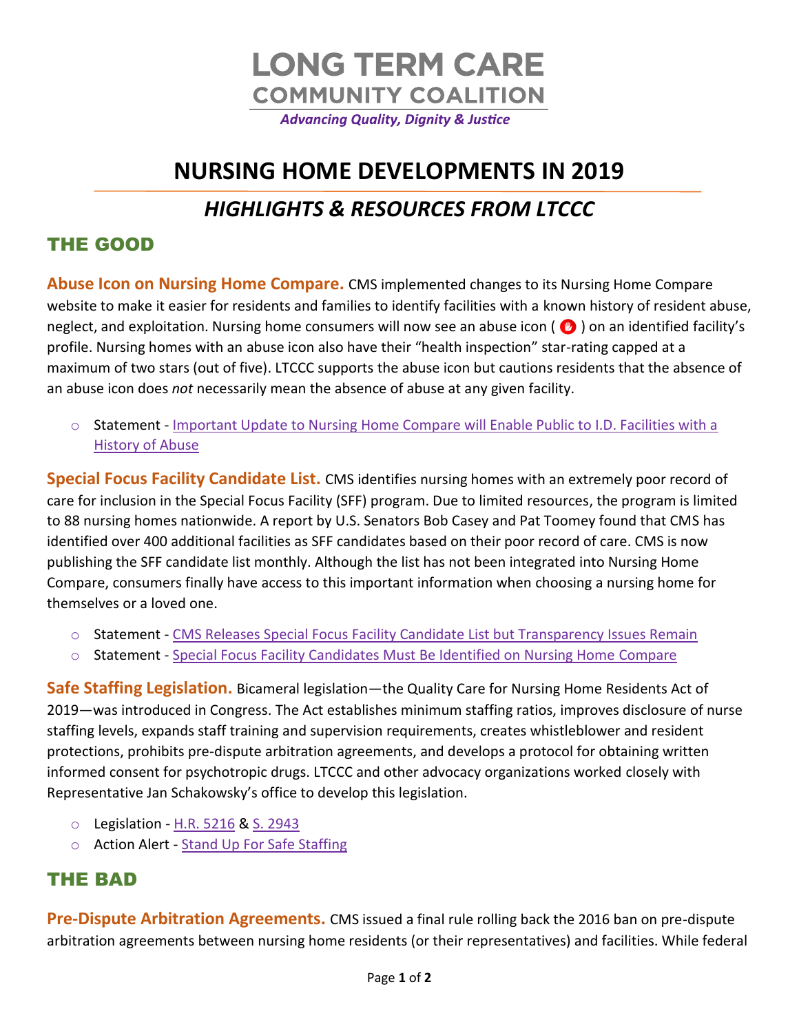# LONG TERM CARE
## COMMUNITY COALITION

*Advancing Quality, Dignity & Justice*

# NURSING HOME DEVELOPMENTS IN 2019

## *HIGHLIGHTS & RESOURCES FROM LTCCC*

## THE GOOD

**Abuse Icon on Nursing Home Compare.** CMS implemented changes to its Nursing Home Compare website to make it easier for residents and families to identify facilities with a known history of resident abuse, neglect, and exploitation. Nursing home consumers will now see an abuse icon ( ✋ ) on an identified facility's profile. Nursing homes with an abuse icon also have their "health inspection" star-rating capped at a maximum of two stars (out of five). LTCCC supports the abuse icon but cautions residents that the absence of an abuse icon does *not* necessarily mean the absence of abuse at any given facility.

- Statement - Important Update to Nursing Home Compare will Enable Public to I.D. Facilities with a History of Abuse

**Special Focus Facility Candidate List.** CMS identifies nursing homes with an extremely poor record of care for inclusion in the Special Focus Facility (SFF) program. Due to limited resources, the program is limited to 88 nursing homes nationwide. A report by U.S. Senators Bob Casey and Pat Toomey found that CMS has identified over 400 additional facilities as SFF candidates based on their poor record of care. CMS is now publishing the SFF candidate list monthly. Although the list has not been integrated into Nursing Home Compare, consumers finally have access to this important information when choosing a nursing home for themselves or a loved one.

- Statement - CMS Releases Special Focus Facility Candidate List but Transparency Issues Remain
- Statement - Special Focus Facility Candidates Must Be Identified on Nursing Home Compare

**Safe Staffing Legislation.** Bicameral legislation—the Quality Care for Nursing Home Residents Act of 2019—was introduced in Congress. The Act establishes minimum staffing ratios, improves disclosure of nurse staffing levels, expands staff training and supervision requirements, creates whistleblower and resident protections, prohibits pre-dispute arbitration agreements, and develops a protocol for obtaining written informed consent for psychotropic drugs. LTCCC and other advocacy organizations worked closely with Representative Jan Schakowsky's office to develop this legislation.

- Legislation - H.R. 5216 & S. 2943
- Action Alert - Stand Up For Safe Staffing

## THE BAD

**Pre-Dispute Arbitration Agreements.** CMS issued a final rule rolling back the 2016 ban on pre-dispute arbitration agreements between nursing home residents (or their representatives) and facilities. While federal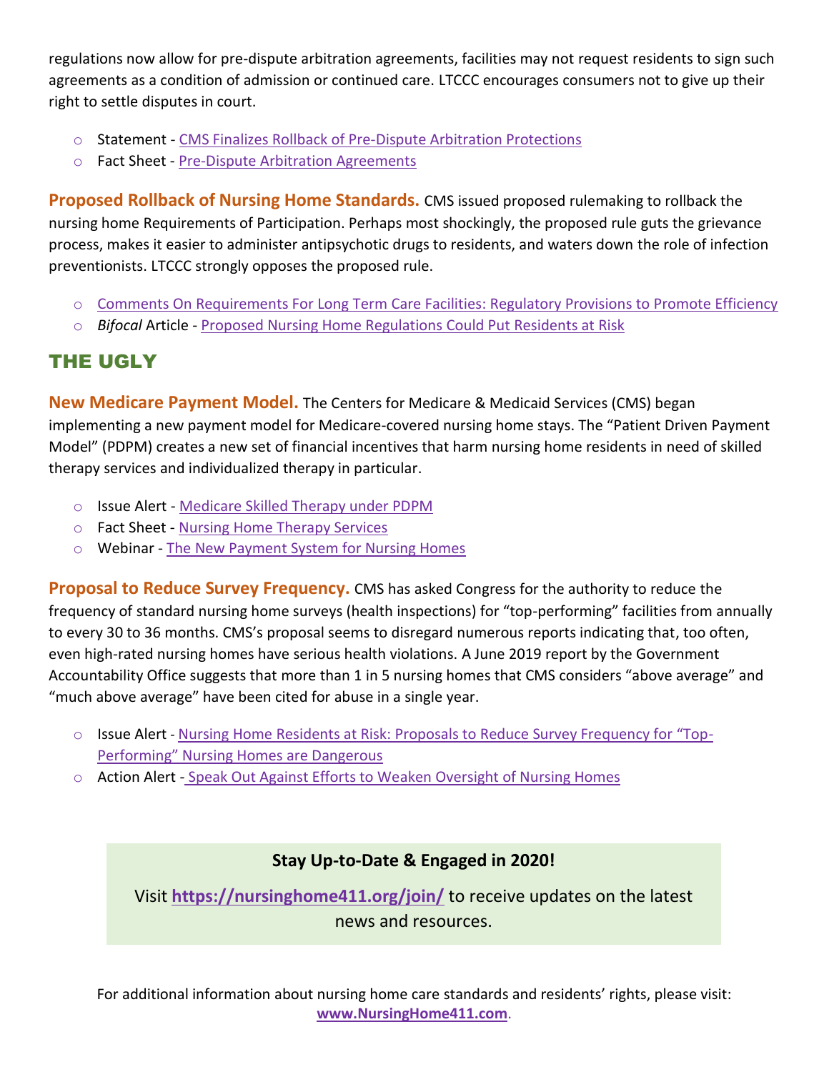regulations now allow for pre-dispute arbitration agreements, facilities may not request residents to sign such agreements as a condition of admission or continued care. LTCCC encourages consumers not to give up their right to settle disputes in court.

- Statement - CMS Finalizes Rollback of Pre-Dispute Arbitration Protections
- Fact Sheet - Pre-Dispute Arbitration Agreements

**Proposed Rollback of Nursing Home Standards.** CMS issued proposed rulemaking to rollback the nursing home Requirements of Participation. Perhaps most shockingly, the proposed rule guts the grievance process, makes it easier to administer antipsychotic drugs to residents, and waters down the role of infection preventionists. LTCCC strongly opposes the proposed rule.

- Comments On Requirements For Long Term Care Facilities: Regulatory Provisions to Promote Efficiency
- *Bifocal* Article - Proposed Nursing Home Regulations Could Put Residents at Risk

## THE UGLY

**New Medicare Payment Model.** The Centers for Medicare & Medicaid Services (CMS) began implementing a new payment model for Medicare-covered nursing home stays. The "Patient Driven Payment Model" (PDPM) creates a new set of financial incentives that harm nursing home residents in need of skilled therapy services and individualized therapy in particular.

- Issue Alert - Medicare Skilled Therapy under PDPM
- Fact Sheet - Nursing Home Therapy Services
- Webinar - The New Payment System for Nursing Homes

**Proposal to Reduce Survey Frequency.** CMS has asked Congress for the authority to reduce the frequency of standard nursing home surveys (health inspections) for "top-performing" facilities from annually to every 30 to 36 months. CMS's proposal seems to disregard numerous reports indicating that, too often, even high-rated nursing homes have serious health violations. A June 2019 report by the Government Accountability Office suggests that more than 1 in 5 nursing homes that CMS considers "above average" and "much above average" have been cited for abuse in a single year.

- Issue Alert - Nursing Home Residents at Risk: Proposals to Reduce Survey Frequency for "Top-Performing" Nursing Homes are Dangerous
- Action Alert - Speak Out Against Efforts to Weaken Oversight of Nursing Homes

**Stay Up-to-Date & Engaged in 2020!**

Visit **https://nursinghome411.org/join/** to receive updates on the latest news and resources.

For additional information about nursing home care standards and residents' rights, please visit: **www.NursingHome411.com**.